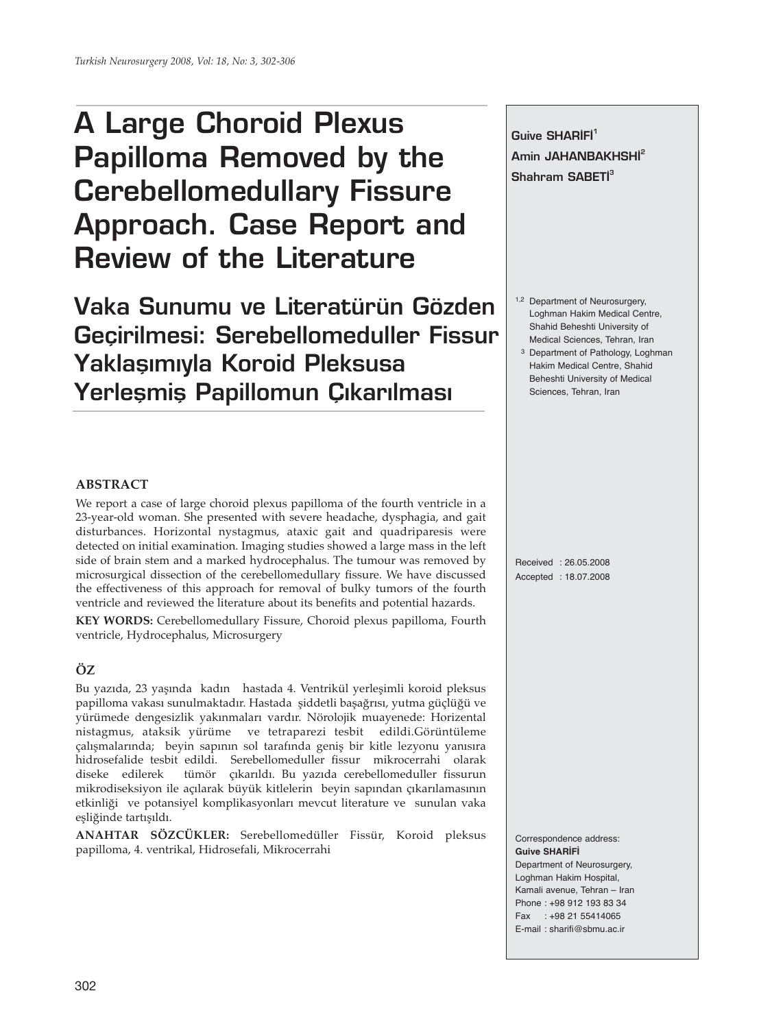// A Large Choroid Plexus Papilloma Removed by the Cerebellomedullary Fissure Approach. Case Report and Review of the Literature

# A Large Choroid Plexus Papilloma Removed by the Cerebellomedullary Fissure Approach. Case Report and Review of the Literature

## Vaka Sunumu ve Literatürün Gözden Geçirilmesi: Serebellomeduller Fissur Yaklaşımıyla Koroid Pleksusa Yerleşmiş Papillomun Çıkarılması

**Guive SHARİFİ**[1]
**Amin JAHANBAKHSHİ**[2]
**Shahram SABETİ**[3]

[1,2] Department of Neurosurgery, Loghman Hakim Medical Centre, Shahid Beheshti University of Medical Sciences, Tehran, Iran
[3] Department of Pathology, Loghman Hakim Medical Centre, Shahid Beheshti University of Medical Sciences, Tehran, Iran

Received : 26.05.2008
Accepted : 18.07.2008

### ABSTRACT

We report a case of large choroid plexus papilloma of the fourth ventricle in a 23-year-old woman. She presented with severe headache, dysphagia, and gait disturbances. Horizontal nystagmus, ataxic gait and quadriparesis were detected on initial examination. Imaging studies showed a large mass in the left side of brain stem and a marked hydrocephalus. The tumour was removed by microsurgical dissection of the cerebellomedullary fissure. We have discussed the effectiveness of this approach for removal of bulky tumors of the fourth ventricle and reviewed the literature about its benefits and potential hazards.

**KEY WORDS:** Cerebellomedullary Fissure, Choroid plexus papilloma, Fourth ventricle, Hydrocephalus, Microsurgery

### ÖZ

Bu yazıda, 23 yaşında kadın hastada 4. Ventrikül yerleşimli koroid pleksus papilloma vakası sunulmaktadır. Hastada şiddetli başağrısı, yutma güçlüğü ve yürümede dengesizlik yakınmaları vardır. Nörolojik muayenede: Horizental nistagmus, ataksik yürüme ve tetraparezi tesbit edildi.Görüntüleme çalışmalarında; beyin sapının sol tarafında geniş bir kitle lezyonu yanısıra hidrosefalide tesbit edildi. Serebellomeduller fissur mikrocerrahi olarak diseke edilerek tümör çıkarıldı. Bu yazıda cerebellomeduller fissurun mikrodiseksiyon ile açılarak büyük kitlelerin beyin sapından çıkarılamasının etkinliği ve potansiyel komplikasyonları mevcut literature ve sunulan vaka eşliğinde tartışıldı.

**ANAHTAR SÖZCÜKLER:** Serebellomedüller Fissür, Koroid pleksus papilloma, 4. ventrikal, Hidrosefali, Mikrocerrahi

Correspondence address:
**Guive SHARİFİ**
Department of Neurosurgery,
Loghman Hakim Hospital,
Kamali avenue, Tehran – Iran
Phone : +98 912 193 83 34
Fax : +98 21 55414065
E-mail : sharifi@sbmu.ac.ir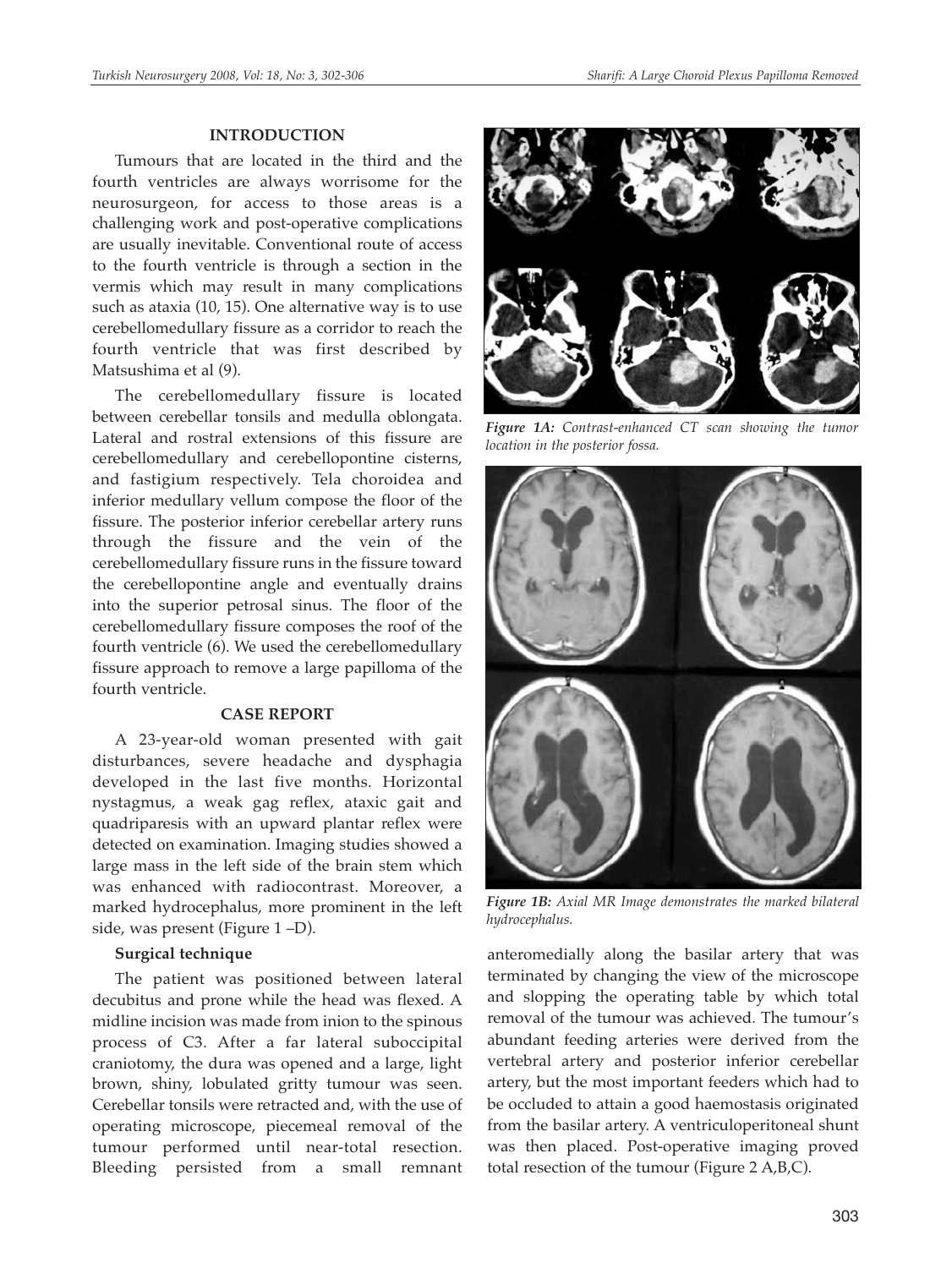## INTRODUCTION

Tumours that are located in the third and the fourth ventricles are always worrisome for the neurosurgeon, for access to those areas is a challenging work and post-operative complications are usually inevitable. Conventional route of access to the fourth ventricle is through a section in the vermis which may result in many complications such as ataxia (10, 15). One alternative way is to use cerebellomedullary fissure as a corridor to reach the fourth ventricle that was first described by Matsushima et al (9).

The cerebellomedullary fissure is located between cerebellar tonsils and medulla oblongata. Lateral and rostral extensions of this fissure are cerebellomedullary and cerebellopontine cisterns, and fastigium respectively. Tela choroidea and inferior medullary vellum compose the floor of the fissure. The posterior inferior cerebellar artery runs through the fissure and the vein of the cerebellomedullary fissure runs in the fissure toward the cerebellopontine angle and eventually drains into the superior petrosal sinus. The floor of the cerebellomedullary fissure composes the roof of the fourth ventricle (6). We used the cerebellomedullary fissure approach to remove a large papilloma of the fourth ventricle.

## CASE REPORT

A 23-year-old woman presented with gait disturbances, severe headache and dysphagia developed in the last five months. Horizontal nystagmus, a weak gag reflex, ataxic gait and quadriparesis with an upward plantar reflex were detected on examination. Imaging studies showed a large mass in the left side of the brain stem which was enhanced with radiocontrast. Moreover, a marked hydrocephalus, more prominent in the left side, was present (Figure 1 –D).

*Figure 1A: Contrast-enhanced CT scan showing the tumor location in the posterior fossa.*

*Figure 1B: Axial MR Image demonstrates the marked bilateral hydrocephalus.*

### Surgical technique

The patient was positioned between lateral decubitus and prone while the head was flexed. A midline incision was made from inion to the spinous process of C3. After a far lateral suboccipital craniotomy, the dura was opened and a large, light brown, shiny, lobulated gritty tumour was seen. Cerebellar tonsils were retracted and, with the use of operating microscope, piecemeal removal of the tumour performed until near-total resection. Bleeding persisted from a small remnant anteromedially along the basilar artery that was terminated by changing the view of the microscope and slopping the operating table by which total removal of the tumour was achieved. The tumour's abundant feeding arteries were derived from the vertebral artery and posterior inferior cerebellar artery, but the most important feeders which had to be occluded to attain a good haemostasis originated from the basilar artery. A ventriculoperitoneal shunt was then placed. Post-operative imaging proved total resection of the tumour (Figure 2 A,B,C).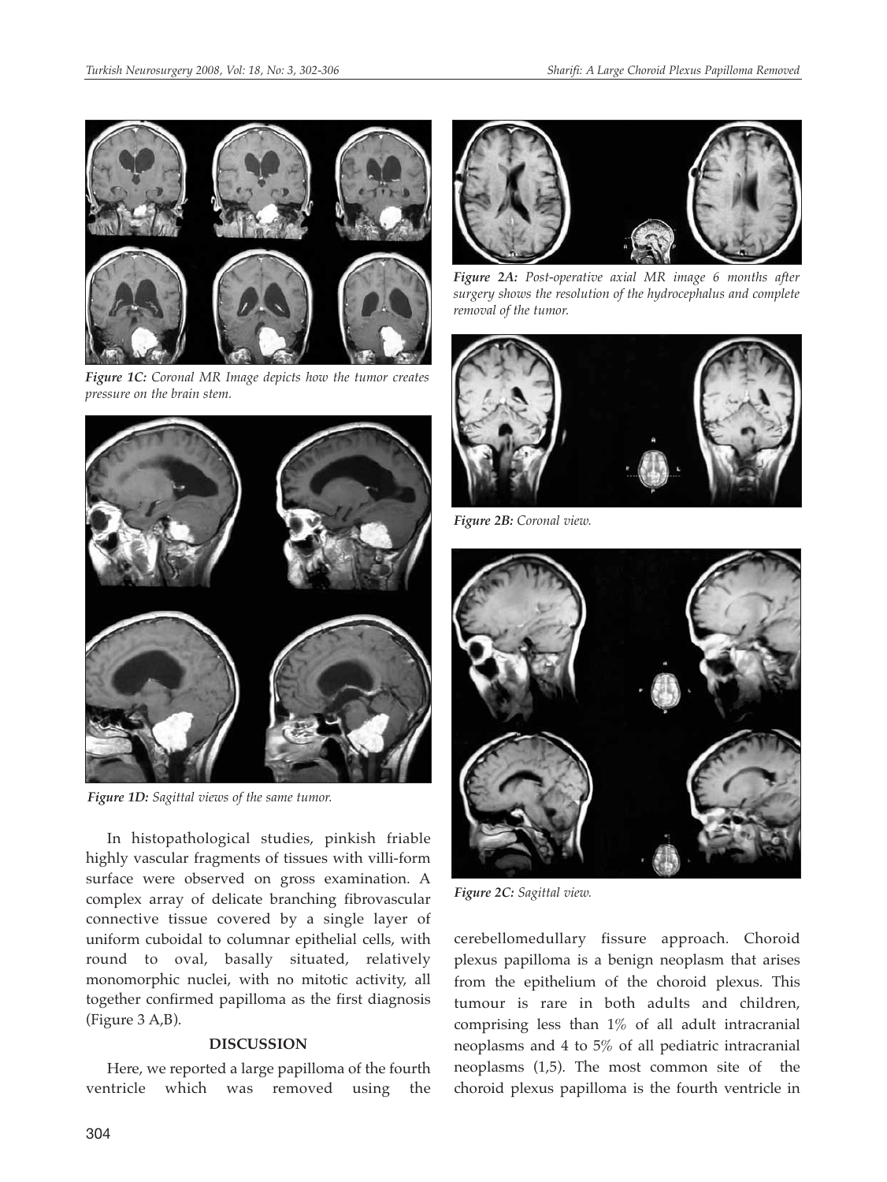*Figure 1C: Coronal MR Image depicts how the tumor creates pressure on the brain stem.*

*Figure 1D: Sagittal views of the same tumor.*

In histopathological studies, pinkish friable highly vascular fragments of tissues with villi-form surface were observed on gross examination. A complex array of delicate branching fibrovascular connective tissue covered by a single layer of uniform cuboidal to columnar epithelial cells, with round to oval, basally situated, relatively monomorphic nuclei, with no mitotic activity, all together confirmed papilloma as the first diagnosis (Figure 3 A,B).

## DISCUSSION

Here, we reported a large papilloma of the fourth ventricle which was removed using the cerebellomedullary fissure approach. Choroid plexus papilloma is a benign neoplasm that arises from the epithelium of the choroid plexus. This tumour is rare in both adults and children, comprising less than 1% of all adult intracranial neoplasms and 4 to 5% of all pediatric intracranial neoplasms (1,5). The most common site of the choroid plexus papilloma is the fourth ventricle in

*Figure 2A: Post-operative axial MR image 6 months after surgery shows the resolution of the hydrocephalus and complete removal of the tumor.*

*Figure 2B: Coronal view.*

*Figure 2C: Sagittal view.*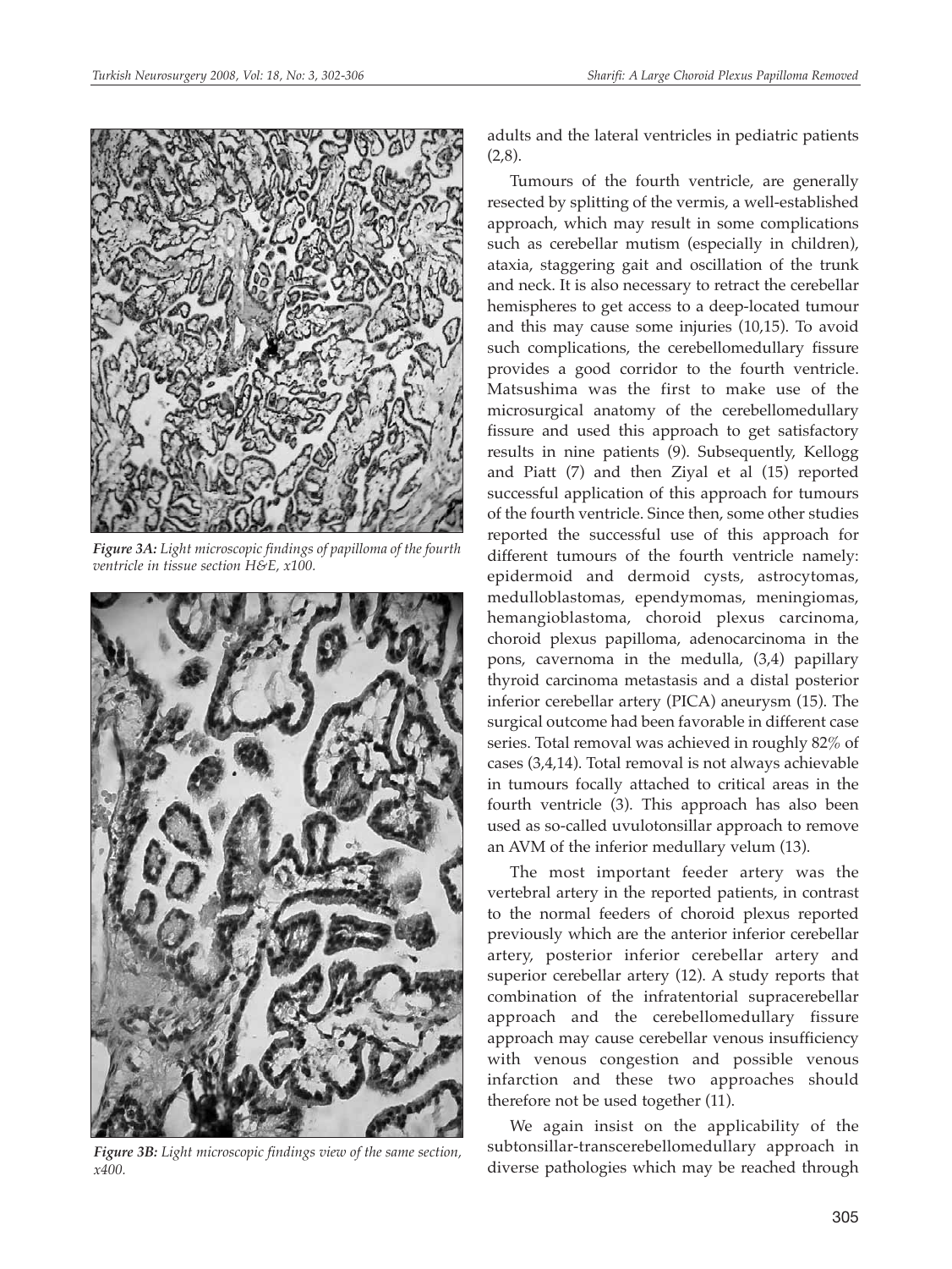*Figure 3A: Light microscopic findings of papilloma of the fourth ventricle in tissue section H&E, x100.*

*Figure 3B: Light microscopic findings view of the same section, x400.*

adults and the lateral ventricles in pediatric patients (2,8).

Tumours of the fourth ventricle, are generally resected by splitting of the vermis, a well-established approach, which may result in some complications such as cerebellar mutism (especially in children), ataxia, staggering gait and oscillation of the trunk and neck. It is also necessary to retract the cerebellar hemispheres to get access to a deep-located tumour and this may cause some injuries (10,15). To avoid such complications, the cerebellomedullary fissure provides a good corridor to the fourth ventricle. Matsushima was the first to make use of the microsurgical anatomy of the cerebellomedullary fissure and used this approach to get satisfactory results in nine patients (9). Subsequently, Kellogg and Piatt (7) and then Ziyal et al (15) reported successful application of this approach for tumours of the fourth ventricle. Since then, some other studies reported the successful use of this approach for different tumours of the fourth ventricle namely: epidermoid and dermoid cysts, astrocytomas, medulloblastomas, ependymomas, meningiomas, hemangioblastoma, choroid plexus carcinoma, choroid plexus papilloma, adenocarcinoma in the pons, cavernoma in the medulla, (3,4) papillary thyroid carcinoma metastasis and a distal posterior inferior cerebellar artery (PICA) aneurysm (15). The surgical outcome had been favorable in different case series. Total removal was achieved in roughly 82% of cases (3,4,14). Total removal is not always achievable in tumours focally attached to critical areas in the fourth ventricle (3). This approach has also been used as so-called uvulotonsillar approach to remove an AVM of the inferior medullary velum (13).

The most important feeder artery was the vertebral artery in the reported patients, in contrast to the normal feeders of choroid plexus reported previously which are the anterior inferior cerebellar artery, posterior inferior cerebellar artery and superior cerebellar artery (12). A study reports that combination of the infratentorial supracerebellar approach and the cerebellomedullary fissure approach may cause cerebellar venous insufficiency with venous congestion and possible venous infarction and these two approaches should therefore not be used together (11).

We again insist on the applicability of the subtonsillar-transcerebellomedullary approach in diverse pathologies which may be reached through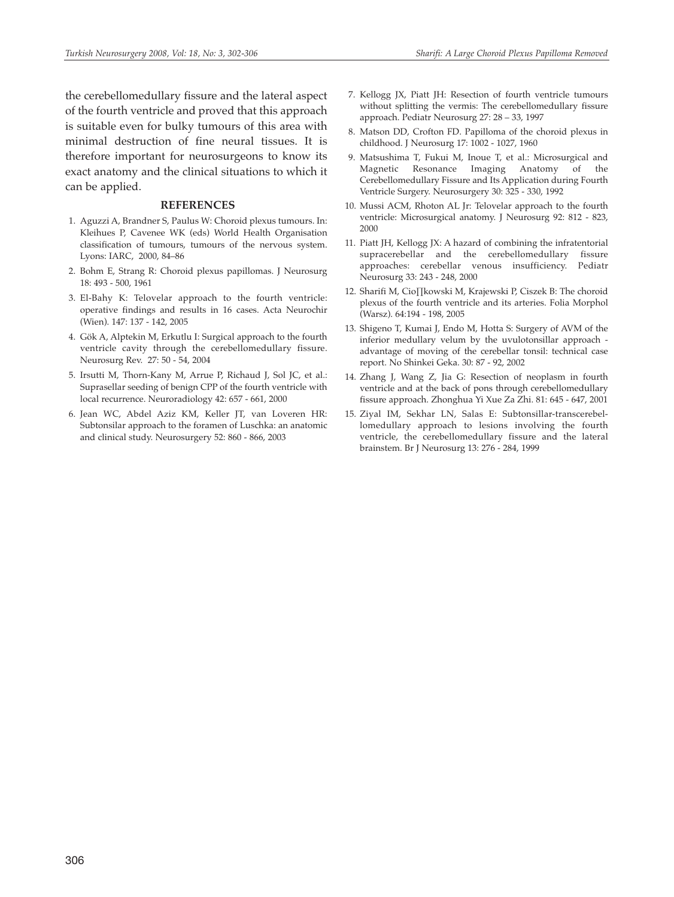the cerebellomedullary fissure and the lateral aspect of the fourth ventricle and proved that this approach is suitable even for bulky tumours of this area with minimal destruction of fine neural tissues. It is therefore important for neurosurgeons to know its exact anatomy and the clinical situations to which it can be applied.

## REFERENCES

1. Aguzzi A, Brandner S, Paulus W: Choroid plexus tumours. In: Kleihues P, Cavenee WK (eds) World Health Organisation classification of tumours, tumours of the nervous system. Lyons: IARC, 2000, 84–86
2. Bohm E, Strang R: Choroid plexus papillomas. J Neurosurg 18: 493 - 500, 1961
3. El-Bahy K: Telovelar approach to the fourth ventricle: operative findings and results in 16 cases. Acta Neurochir (Wien). 147: 137 - 142, 2005
4. Gök A, Alptekin M, Erkutlu I: Surgical approach to the fourth ventricle cavity through the cerebellomedullary fissure. Neurosurg Rev. 27: 50 - 54, 2004
5. Irsutti M, Thorn-Kany M, Arrue P, Richaud J, Sol JC, et al.: Suprasellar seeding of benign CPP of the fourth ventricle with local recurrence. Neuroradiology 42: 657 - 661, 2000
6. Jean WC, Abdel Aziz KM, Keller JT, van Loveren HR: Subtonsilar approach to the foramen of Luschka: an anatomic and clinical study. Neurosurgery 52: 860 - 866, 2003
7. Kellogg JX, Piatt JH: Resection of fourth ventricle tumours without splitting the vermis: The cerebellomedullary fissure approach. Pediatr Neurosurg 27: 28 – 33, 1997
8. Matson DD, Crofton FD. Papilloma of the choroid plexus in childhood. J Neurosurg 17: 1002 - 1027, 1960
9. Matsushima T, Fukui M, Inoue T, et al.: Microsurgical and Magnetic Resonance Imaging Anatomy of the Cerebellomedullary Fissure and Its Application during Fourth Ventricle Surgery. Neurosurgery 30: 325 - 330, 1992
10. Mussi ACM, Rhoton AL Jr: Telovelar approach to the fourth ventricle: Microsurgical anatomy. J Neurosurg 92: 812 - 823, 2000
11. Piatt JH, Kellogg JX: A hazard of combining the infratentorial supracerebellar and the cerebellomedullary fissure approaches: cerebellar venous insufficiency. Pediatr Neurosurg 33: 243 - 248, 2000
12. Sharifi M, Cio∏kowski M, Krajewski P, Ciszek B: The choroid plexus of the fourth ventricle and its arteries. Folia Morphol (Warsz). 64:194 - 198, 2005
13. Shigeno T, Kumai J, Endo M, Hotta S: Surgery of AVM of the inferior medullary velum by the uvulotonsillar approach - advantage of moving of the cerebellar tonsil: technical case report. No Shinkei Geka. 30: 87 - 92, 2002
14. Zhang J, Wang Z, Jia G: Resection of neoplasm in fourth ventricle and at the back of pons through cerebellomedullary fissure approach. Zhonghua Yi Xue Za Zhi. 81: 645 - 647, 2001
15. Ziyal IM, Sekhar LN, Salas E: Subtonsillar-transcerebellomedullary approach to lesions involving the fourth ventricle, the cerebellomedullary fissure and the lateral brainstem. Br J Neurosurg 13: 276 - 284, 1999